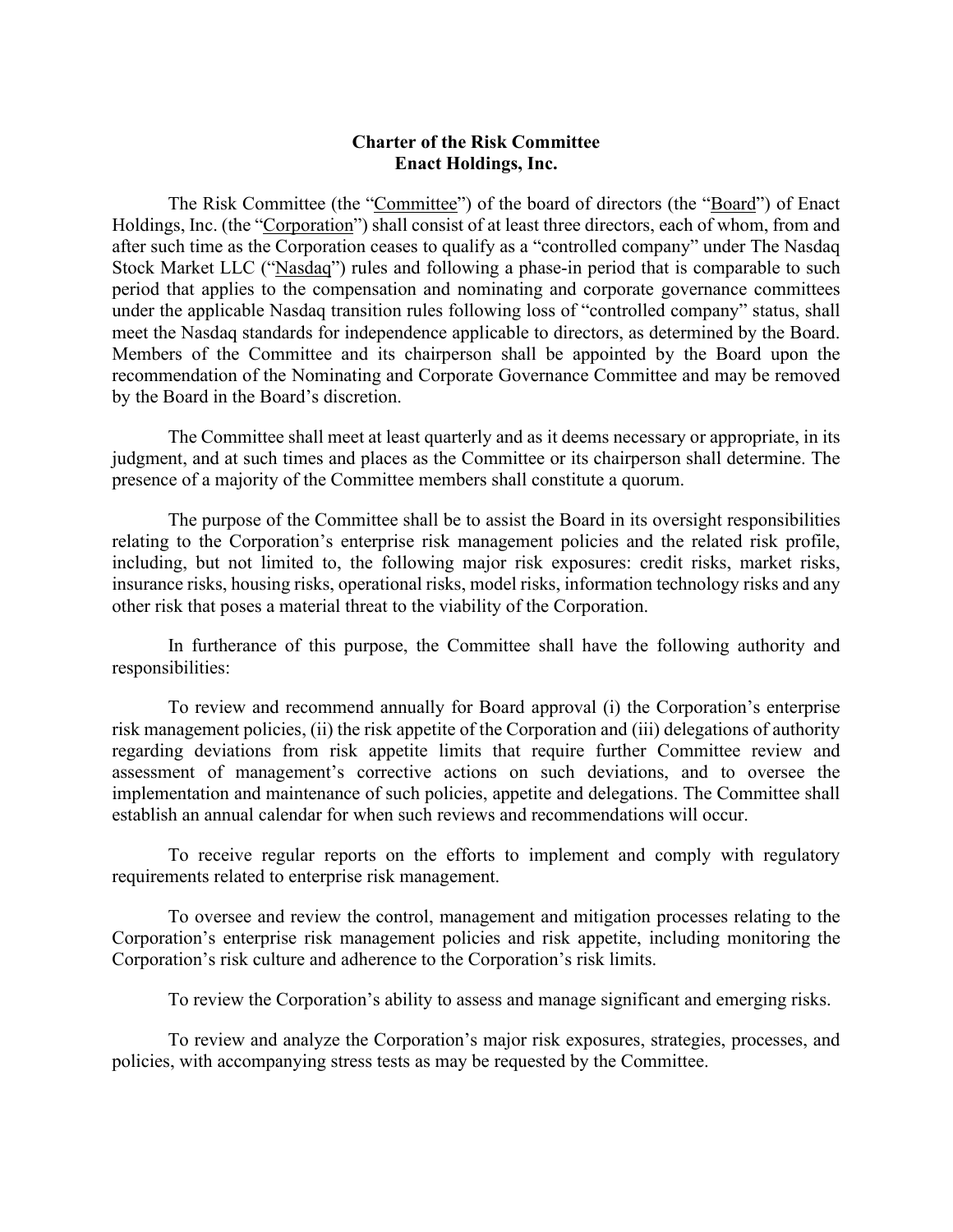**Charter of the Risk Committee**
**Enact Holdings, Inc.**

The Risk Committee (the "Committee") of the board of directors (the "Board") of Enact Holdings, Inc. (the "Corporation") shall consist of at least three directors, each of whom, from and after such time as the Corporation ceases to qualify as a "controlled company" under The Nasdaq Stock Market LLC ("Nasdaq") rules and following a phase-in period that is comparable to such period that applies to the compensation and nominating and corporate governance committees under the applicable Nasdaq transition rules following loss of "controlled company" status, shall meet the Nasdaq standards for independence applicable to directors, as determined by the Board. Members of the Committee and its chairperson shall be appointed by the Board upon the recommendation of the Nominating and Corporate Governance Committee and may be removed by the Board in the Board's discretion.

The Committee shall meet at least quarterly and as it deems necessary or appropriate, in its judgment, and at such times and places as the Committee or its chairperson shall determine. The presence of a majority of the Committee members shall constitute a quorum.

The purpose of the Committee shall be to assist the Board in its oversight responsibilities relating to the Corporation's enterprise risk management policies and the related risk profile, including, but not limited to, the following major risk exposures: credit risks, market risks, insurance risks, housing risks, operational risks, model risks, information technology risks and any other risk that poses a material threat to the viability of the Corporation.

In furtherance of this purpose, the Committee shall have the following authority and responsibilities:

To review and recommend annually for Board approval (i) the Corporation's enterprise risk management policies, (ii) the risk appetite of the Corporation and (iii) delegations of authority regarding deviations from risk appetite limits that require further Committee review and assessment of management's corrective actions on such deviations, and to oversee the implementation and maintenance of such policies, appetite and delegations. The Committee shall establish an annual calendar for when such reviews and recommendations will occur.

To receive regular reports on the efforts to implement and comply with regulatory requirements related to enterprise risk management.

To oversee and review the control, management and mitigation processes relating to the Corporation's enterprise risk management policies and risk appetite, including monitoring the Corporation's risk culture and adherence to the Corporation's risk limits.

To review the Corporation's ability to assess and manage significant and emerging risks.

To review and analyze the Corporation's major risk exposures, strategies, processes, and policies, with accompanying stress tests as may be requested by the Committee.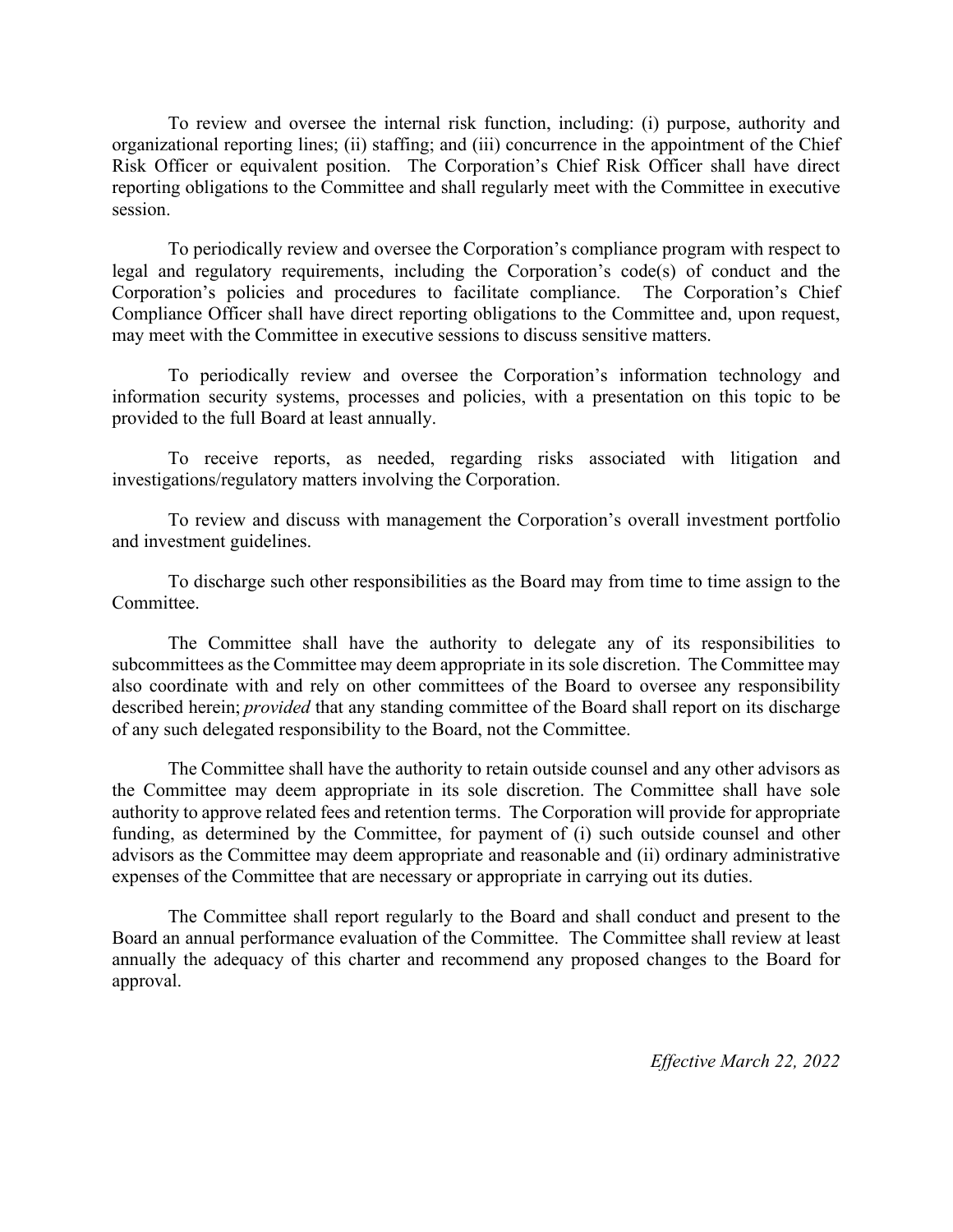To review and oversee the internal risk function, including: (i) purpose, authority and organizational reporting lines; (ii) staffing; and (iii) concurrence in the appointment of the Chief Risk Officer or equivalent position. The Corporation's Chief Risk Officer shall have direct reporting obligations to the Committee and shall regularly meet with the Committee in executive session.

To periodically review and oversee the Corporation's compliance program with respect to legal and regulatory requirements, including the Corporation's code(s) of conduct and the Corporation's policies and procedures to facilitate compliance. The Corporation's Chief Compliance Officer shall have direct reporting obligations to the Committee and, upon request, may meet with the Committee in executive sessions to discuss sensitive matters.

To periodically review and oversee the Corporation's information technology and information security systems, processes and policies, with a presentation on this topic to be provided to the full Board at least annually.

To receive reports, as needed, regarding risks associated with litigation and investigations/regulatory matters involving the Corporation.

To review and discuss with management the Corporation's overall investment portfolio and investment guidelines.

To discharge such other responsibilities as the Board may from time to time assign to the Committee.

The Committee shall have the authority to delegate any of its responsibilities to subcommittees as the Committee may deem appropriate in its sole discretion. The Committee may also coordinate with and rely on other committees of the Board to oversee any responsibility described herein; *provided* that any standing committee of the Board shall report on its discharge of any such delegated responsibility to the Board, not the Committee.

The Committee shall have the authority to retain outside counsel and any other advisors as the Committee may deem appropriate in its sole discretion. The Committee shall have sole authority to approve related fees and retention terms. The Corporation will provide for appropriate funding, as determined by the Committee, for payment of (i) such outside counsel and other advisors as the Committee may deem appropriate and reasonable and (ii) ordinary administrative expenses of the Committee that are necessary or appropriate in carrying out its duties.

The Committee shall report regularly to the Board and shall conduct and present to the Board an annual performance evaluation of the Committee. The Committee shall review at least annually the adequacy of this charter and recommend any proposed changes to the Board for approval.

*Effective March 22, 2022*